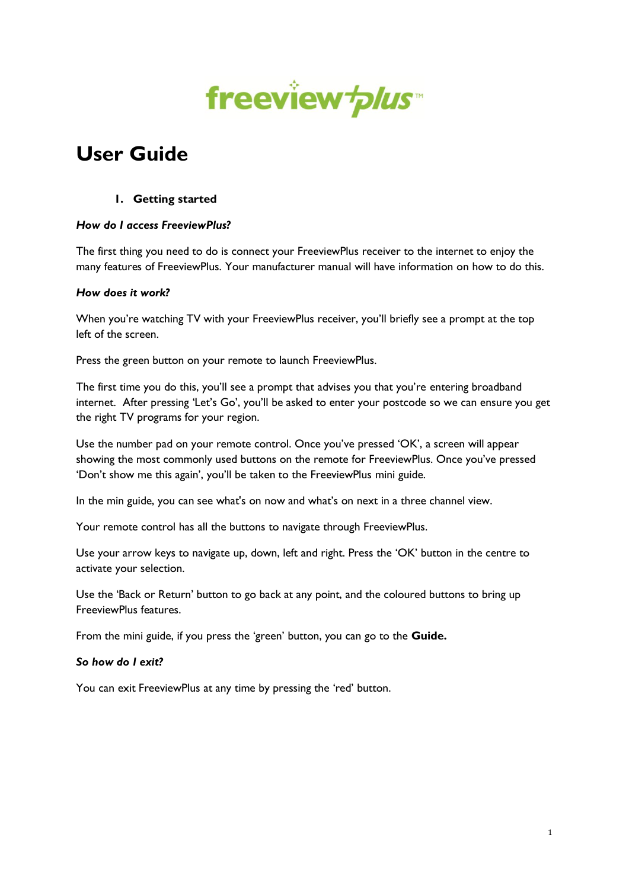freeviewplus™

# User Guide

## 1. Getting started

***How do I access FreeviewPlus?***

The first thing you need to do is connect your FreeviewPlus receiver to the internet to enjoy the many features of FreeviewPlus. Your manufacturer manual will have information on how to do this.

***How does it work?***

When you're watching TV with your FreeviewPlus receiver, you'll briefly see a prompt at the top left of the screen.

Press the green button on your remote to launch FreeviewPlus.

The first time you do this, you'll see a prompt that advises you that you're entering broadband internet. After pressing 'Let's Go', you'll be asked to enter your postcode so we can ensure you get the right TV programs for your region.

Use the number pad on your remote control. Once you've pressed 'OK', a screen will appear showing the most commonly used buttons on the remote for FreeviewPlus. Once you've pressed 'Don't show me this again', you'll be taken to the FreeviewPlus mini guide.

In the min guide, you can see what's on now and what's on next in a three channel view.

Your remote control has all the buttons to navigate through FreeviewPlus.

Use your arrow keys to navigate up, down, left and right. Press the 'OK' button in the centre to activate your selection.

Use the 'Back or Return' button to go back at any point, and the coloured buttons to bring up FreeviewPlus features.

From the mini guide, if you press the 'green' button, you can go to the **Guide.**

***So how do I exit?***

You can exit FreeviewPlus at any time by pressing the 'red' button.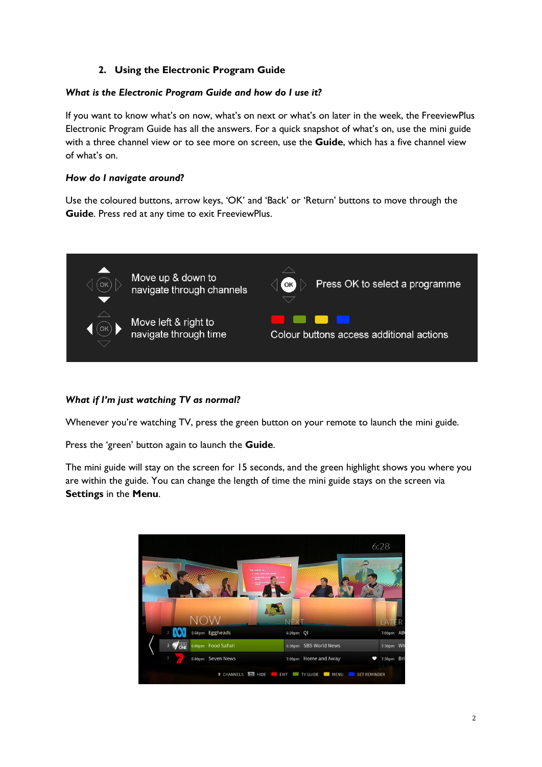## 2. Using the Electronic Program Guide

***What is the Electronic Program Guide and how do I use it?***

If you want to know what's on now, what's on next or what's on later in the week, the FreeviewPlus Electronic Program Guide has all the answers. For a quick snapshot of what's on, use the mini guide with a three channel view or to see more on screen, use the **Guide**, which has a five channel view of what's on.

***How do I navigate around?***

Use the coloured buttons, arrow keys, 'OK' and 'Back' or 'Return' buttons to move through the **Guide**. Press red at any time to exit FreeviewPlus.

- Move up & down to navigate through channels
- Move left & right to navigate through time
- Press OK to select a programme
- Colour buttons access additional actions

***What if I'm just watching TV as normal?***

Whenever you're watching TV, press the green button on your remote to launch the mini guide.

Press the 'green' button again to launch the **Guide**.

The mini guide will stay on the screen for 15 seconds, and the green highlight shows you where you are within the guide. You can change the length of time the mini guide stays on the screen via **Settings** in the **Menu**.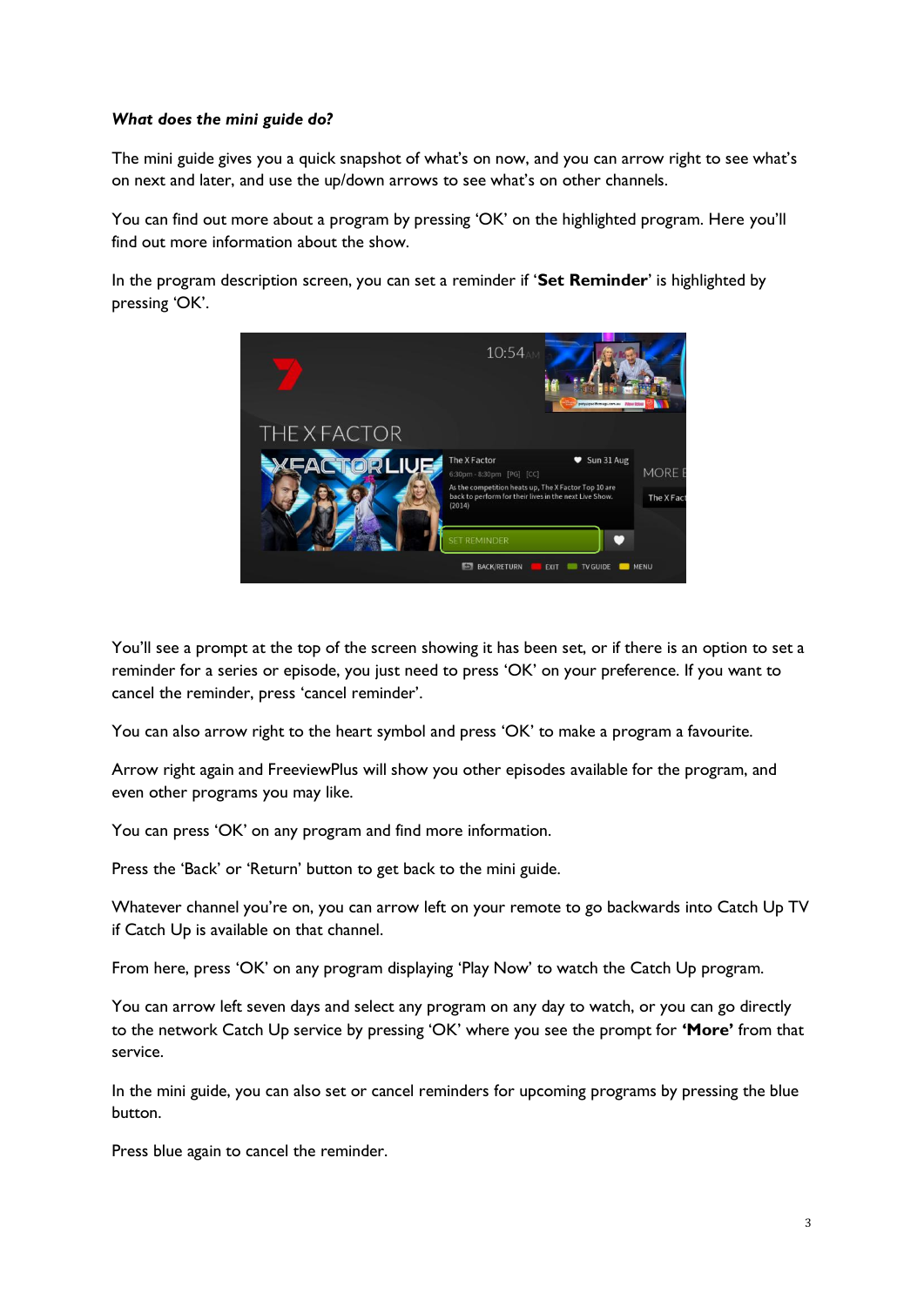***What does the mini guide do?***

The mini guide gives you a quick snapshot of what's on now, and you can arrow right to see what's on next and later, and use the up/down arrows to see what's on other channels.

You can find out more about a program by pressing 'OK' on the highlighted program. Here you'll find out more information about the show.

In the program description screen, you can set a reminder if '**Set Reminder**' is highlighted by pressing 'OK'.

You'll see a prompt at the top of the screen showing it has been set, or if there is an option to set a reminder for a series or episode, you just need to press 'OK' on your preference. If you want to cancel the reminder, press 'cancel reminder'.

You can also arrow right to the heart symbol and press 'OK' to make a program a favourite.

Arrow right again and FreeviewPlus will show you other episodes available for the program, and even other programs you may like.

You can press 'OK' on any program and find more information.

Press the 'Back' or 'Return' button to get back to the mini guide.

Whatever channel you're on, you can arrow left on your remote to go backwards into Catch Up TV if Catch Up is available on that channel.

From here, press 'OK' on any program displaying 'Play Now' to watch the Catch Up program.

You can arrow left seven days and select any program on any day to watch, or you can go directly to the network Catch Up service by pressing 'OK' where you see the prompt for **'More'** from that service.

In the mini guide, you can also set or cancel reminders for upcoming programs by pressing the blue button.

Press blue again to cancel the reminder.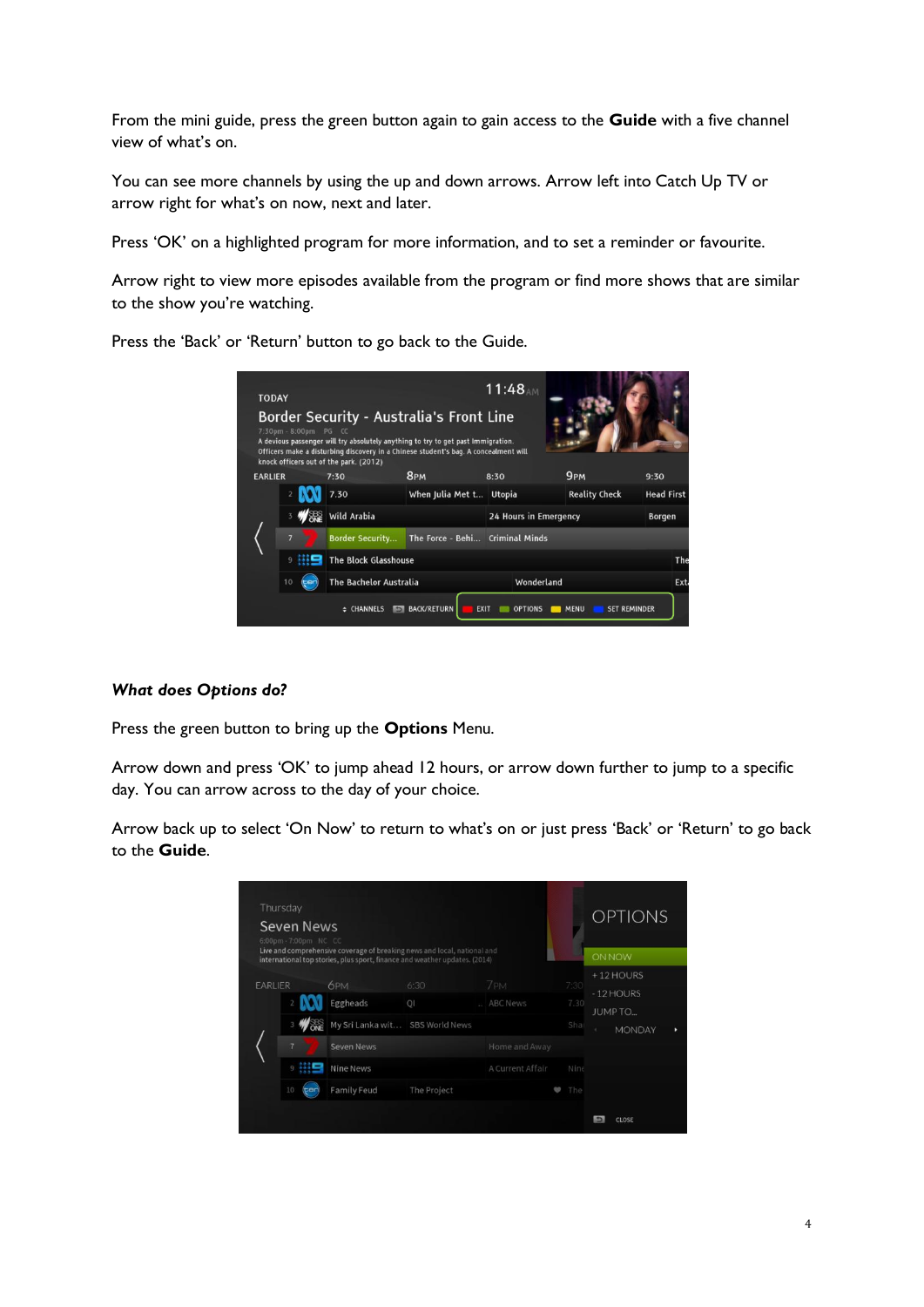From the mini guide, press the green button again to gain access to the **Guide** with a five channel view of what's on.

You can see more channels by using the up and down arrows. Arrow left into Catch Up TV or arrow right for what's on now, next and later.

Press 'OK' on a highlighted program for more information, and to set a reminder or favourite.

Arrow right to view more episodes available from the program or find more shows that are similar to the show you're watching.

Press the 'Back' or 'Return' button to go back to the Guide.

***What does Options do?***

Press the green button to bring up the **Options** Menu.

Arrow down and press 'OK' to jump ahead 12 hours, or arrow down further to jump to a specific day. You can arrow across to the day of your choice.

Arrow back up to select 'On Now' to return to what's on or just press 'Back' or 'Return' to go back to the **Guide**.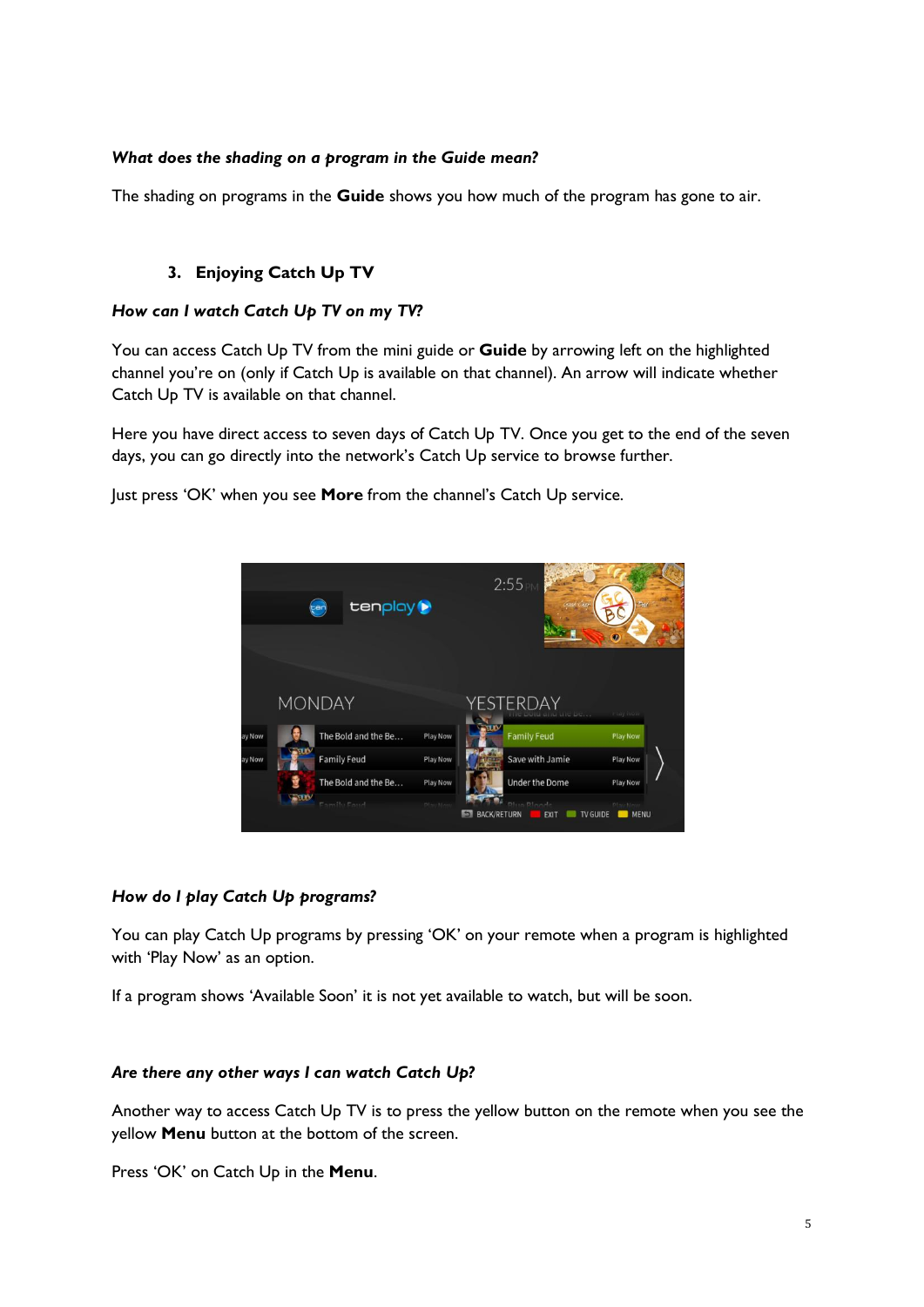***What does the shading on a program in the Guide mean?***

The shading on programs in the **Guide** shows you how much of the program has gone to air.

## 3. Enjoying Catch Up TV

***How can I watch Catch Up TV on my TV?***

You can access Catch Up TV from the mini guide or **Guide** by arrowing left on the highlighted channel you're on (only if Catch Up is available on that channel). An arrow will indicate whether Catch Up TV is available on that channel.

Here you have direct access to seven days of Catch Up TV. Once you get to the end of the seven days, you can go directly into the network's Catch Up service to browse further.

Just press 'OK' when you see **More** from the channel's Catch Up service.

***How do I play Catch Up programs?***

You can play Catch Up programs by pressing 'OK' on your remote when a program is highlighted with 'Play Now' as an option.

If a program shows 'Available Soon' it is not yet available to watch, but will be soon.

***Are there any other ways I can watch Catch Up?***

Another way to access Catch Up TV is to press the yellow button on the remote when you see the yellow **Menu** button at the bottom of the screen.

Press 'OK' on Catch Up in the **Menu**.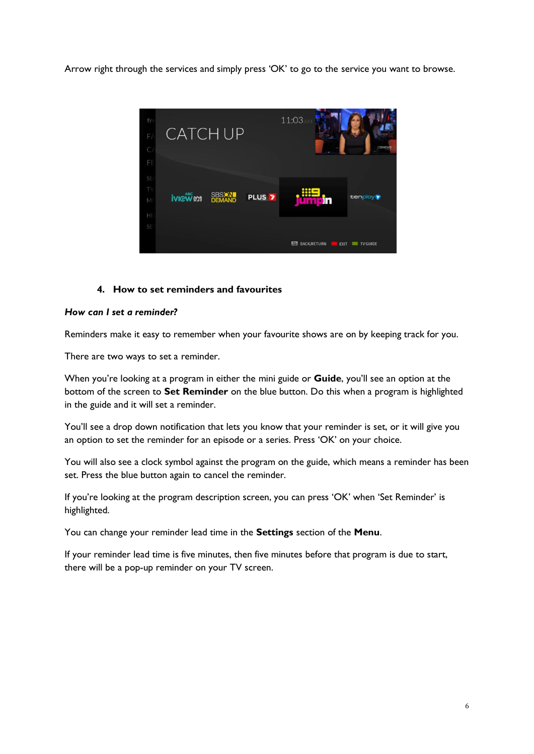Arrow right through the services and simply press 'OK' to go to the service you want to browse.

## 4. How to set reminders and favourites

***How can I set a reminder?***

Reminders make it easy to remember when your favourite shows are on by keeping track for you.

There are two ways to set a reminder.

When you're looking at a program in either the mini guide or **Guide**, you'll see an option at the bottom of the screen to **Set Reminder** on the blue button. Do this when a program is highlighted in the guide and it will set a reminder.

You'll see a drop down notification that lets you know that your reminder is set, or it will give you an option to set the reminder for an episode or a series. Press 'OK' on your choice.

You will also see a clock symbol against the program on the guide, which means a reminder has been set. Press the blue button again to cancel the reminder.

If you're looking at the program description screen, you can press 'OK' when 'Set Reminder' is highlighted.

You can change your reminder lead time in the **Settings** section of the **Menu**.

If your reminder lead time is five minutes, then five minutes before that program is due to start, there will be a pop-up reminder on your TV screen.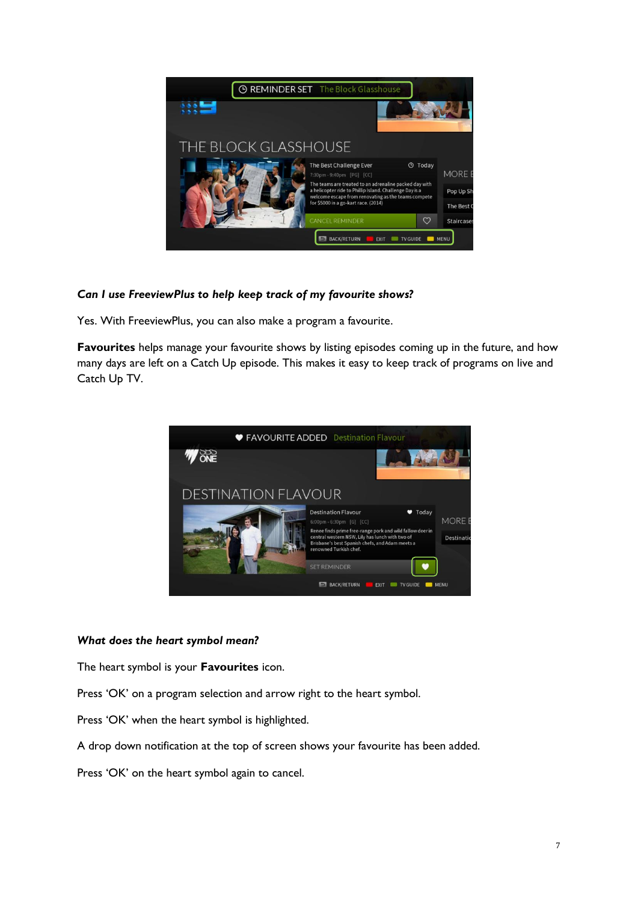***Can I use FreeviewPlus to help keep track of my favourite shows?***

Yes. With FreeviewPlus, you can also make a program a favourite.

**Favourites** helps manage your favourite shows by listing episodes coming up in the future, and how many days are left on a Catch Up episode. This makes it easy to keep track of programs on live and Catch Up TV.

***What does the heart symbol mean?***

The heart symbol is your **Favourites** icon.

Press ‘OK’ on a program selection and arrow right to the heart symbol.

Press ‘OK’ when the heart symbol is highlighted.

A drop down notification at the top of screen shows your favourite has been added.

Press ‘OK’ on the heart symbol again to cancel.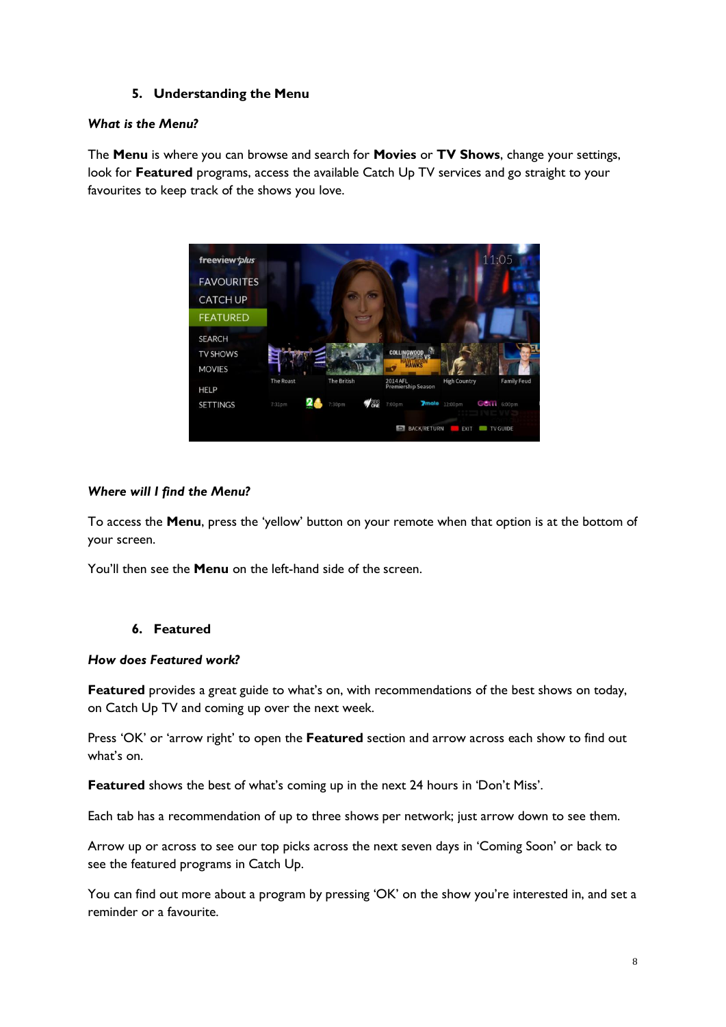## 5. Understanding the Menu

***What is the Menu?***

The **Menu** is where you can browse and search for **Movies** or **TV Shows**, change your settings, look for **Featured** programs, access the available Catch Up TV services and go straight to your favourites to keep track of the shows you love.

***Where will I find the Menu?***

To access the **Menu**, press the 'yellow' button on your remote when that option is at the bottom of your screen.

You'll then see the **Menu** on the left-hand side of the screen.

## 6. Featured

***How does Featured work?***

**Featured** provides a great guide to what's on, with recommendations of the best shows on today, on Catch Up TV and coming up over the next week.

Press 'OK' or 'arrow right' to open the **Featured** section and arrow across each show to find out what's on.

**Featured** shows the best of what's coming up in the next 24 hours in 'Don't Miss'.

Each tab has a recommendation of up to three shows per network; just arrow down to see them.

Arrow up or across to see our top picks across the next seven days in 'Coming Soon' or back to see the featured programs in Catch Up.

You can find out more about a program by pressing 'OK' on the show you're interested in, and set a reminder or a favourite.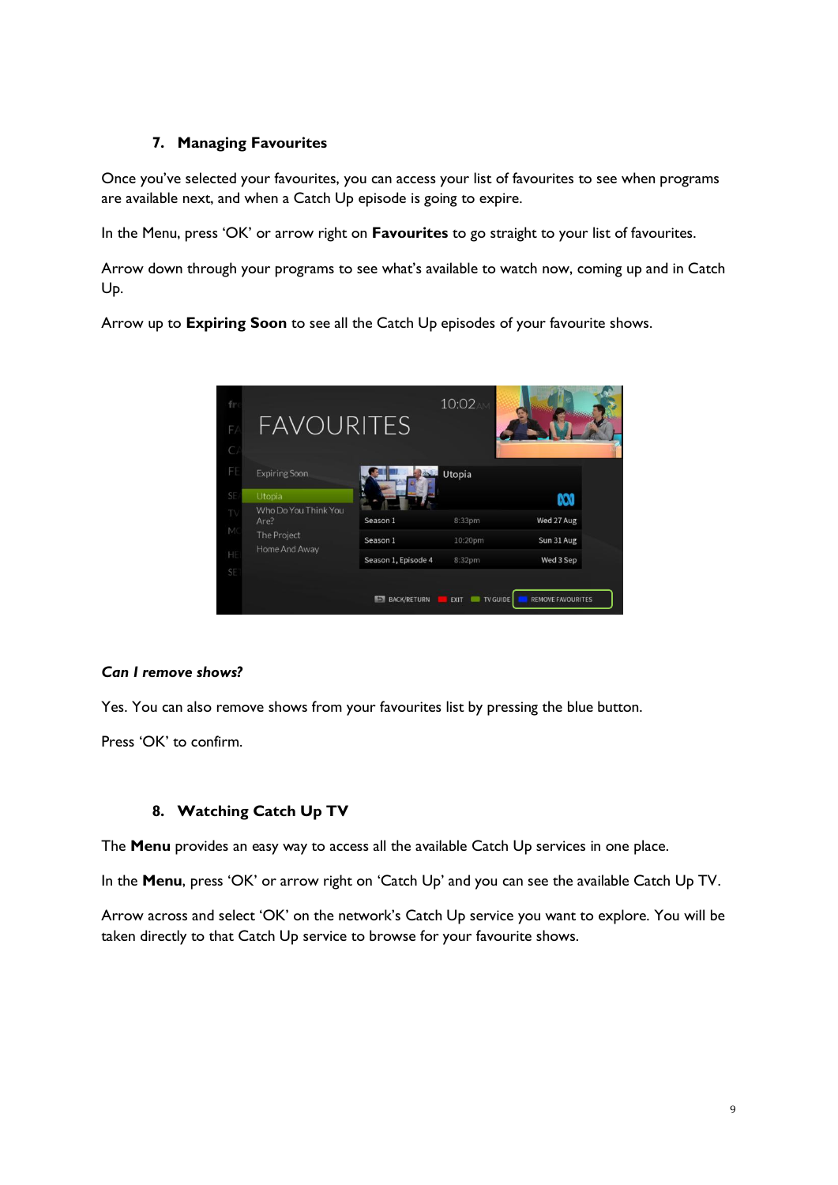## 7. Managing Favourites

Once you've selected your favourites, you can access your list of favourites to see when programs are available next, and when a Catch Up episode is going to expire.

In the Menu, press 'OK' or arrow right on **Favourites** to go straight to your list of favourites.

Arrow down through your programs to see what's available to watch now, coming up and in Catch Up.

Arrow up to **Expiring Soon** to see all the Catch Up episodes of your favourite shows.

***Can I remove shows?***

Yes. You can also remove shows from your favourites list by pressing the blue button.

Press 'OK' to confirm.

## 8. Watching Catch Up TV

The **Menu** provides an easy way to access all the available Catch Up services in one place.

In the **Menu**, press 'OK' or arrow right on 'Catch Up' and you can see the available Catch Up TV.

Arrow across and select 'OK' on the network's Catch Up service you want to explore. You will be taken directly to that Catch Up service to browse for your favourite shows.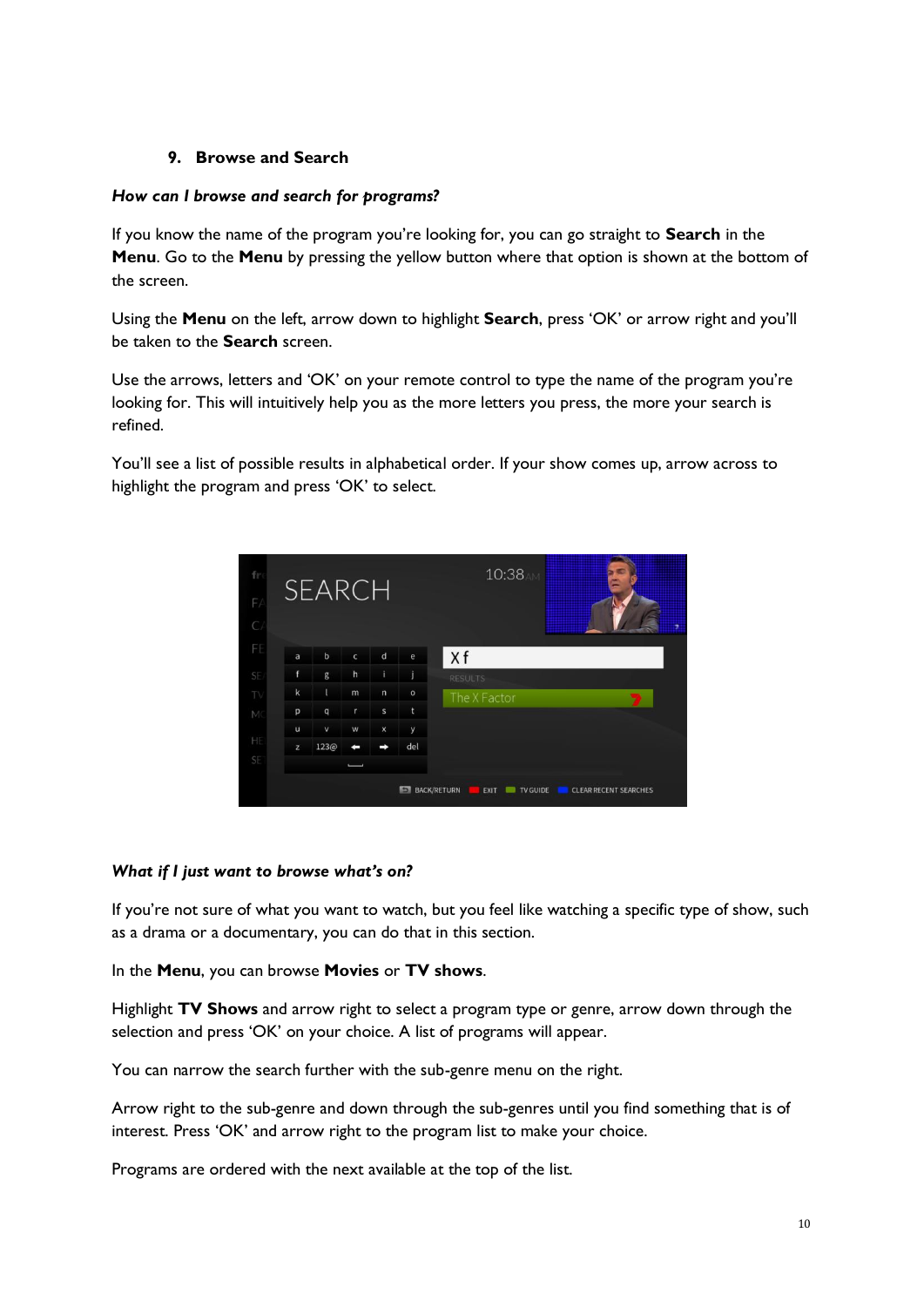## 9. Browse and Search

***How can I browse and search for programs?***

If you know the name of the program you're looking for, you can go straight to **Search** in the **Menu**. Go to the **Menu** by pressing the yellow button where that option is shown at the bottom of the screen.

Using the **Menu** on the left, arrow down to highlight **Search**, press 'OK' or arrow right and you'll be taken to the **Search** screen.

Use the arrows, letters and 'OK' on your remote control to type the name of the program you're looking for. This will intuitively help you as the more letters you press, the more your search is refined.

You'll see a list of possible results in alphabetical order. If your show comes up, arrow across to highlight the program and press 'OK' to select.

***What if I just want to browse what's on?***

If you're not sure of what you want to watch, but you feel like watching a specific type of show, such as a drama or a documentary, you can do that in this section.

In the **Menu**, you can browse **Movies** or **TV shows**.

Highlight **TV Shows** and arrow right to select a program type or genre, arrow down through the selection and press 'OK' on your choice. A list of programs will appear.

You can narrow the search further with the sub-genre menu on the right.

Arrow right to the sub-genre and down through the sub-genres until you find something that is of interest. Press 'OK' and arrow right to the program list to make your choice.

Programs are ordered with the next available at the top of the list.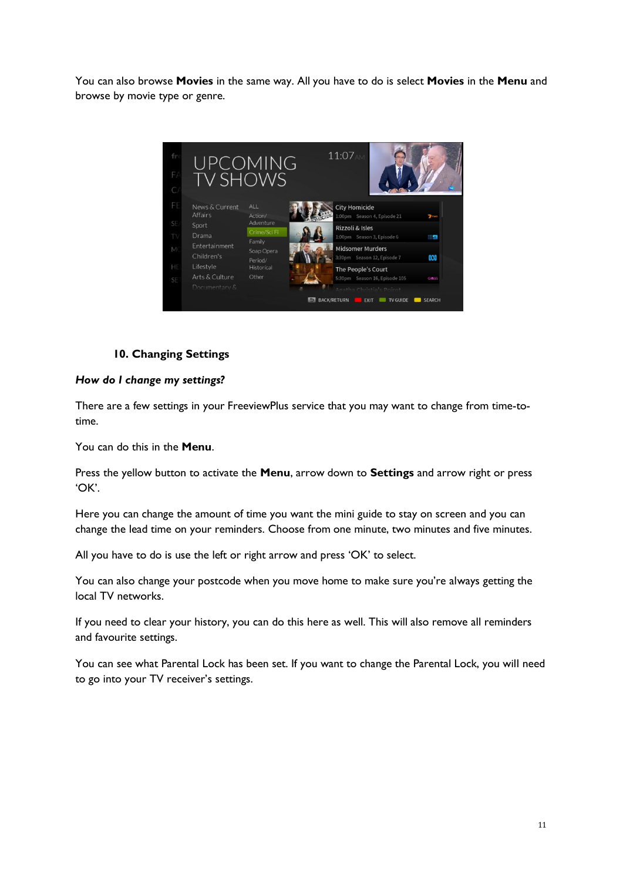You can also browse **Movies** in the same way. All you have to do is select **Movies** in the **Menu** and browse by movie type or genre.

## 10. Changing Settings

***How do I change my settings?***

There are a few settings in your FreeviewPlus service that you may want to change from time-to-time.

You can do this in the **Menu**.

Press the yellow button to activate the **Menu**, arrow down to **Settings** and arrow right or press 'OK'.

Here you can change the amount of time you want the mini guide to stay on screen and you can change the lead time on your reminders. Choose from one minute, two minutes and five minutes.

All you have to do is use the left or right arrow and press 'OK' to select.

You can also change your postcode when you move home to make sure you're always getting the local TV networks.

If you need to clear your history, you can do this here as well. This will also remove all reminders and favourite settings.

You can see what Parental Lock has been set. If you want to change the Parental Lock, you will need to go into your TV receiver's settings.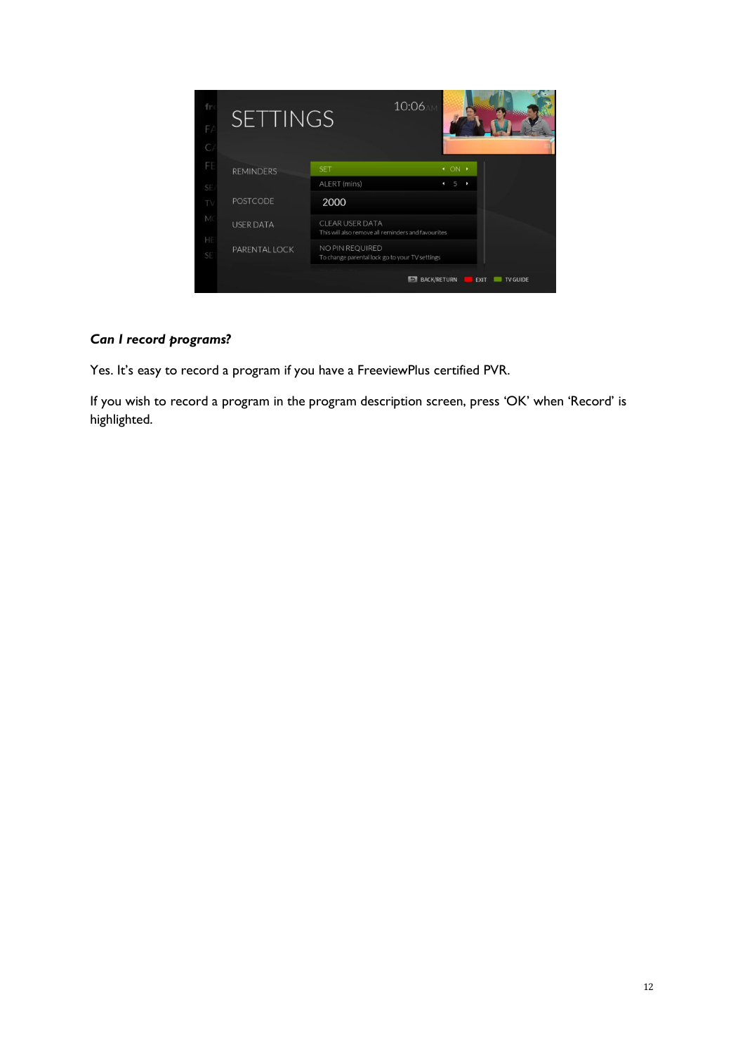***Can I record programs?***

Yes. It's easy to record a program if you have a FreeviewPlus certified PVR.

If you wish to record a program in the program description screen, press 'OK' when 'Record' is highlighted.